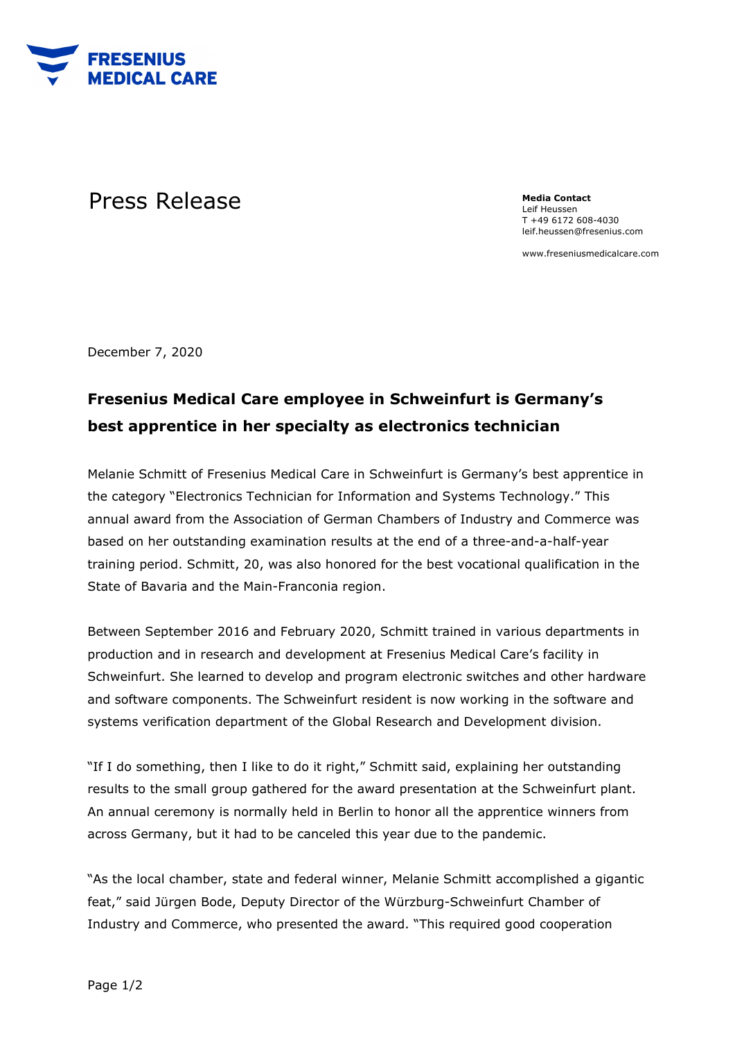FRESENIUS MEDICAL CARE

# Press Release

**Media Contact**
Leif Heussen
T +49 6172 608-4030
leif.heussen@fresenius.com

www.freseniusmedicalcare.com

December 7, 2020

## Fresenius Medical Care employee in Schweinfurt is Germany's best apprentice in her specialty as electronics technician

Melanie Schmitt of Fresenius Medical Care in Schweinfurt is Germany's best apprentice in the category "Electronics Technician for Information and Systems Technology." This annual award from the Association of German Chambers of Industry and Commerce was based on her outstanding examination results at the end of a three-and-a-half-year training period. Schmitt, 20, was also honored for the best vocational qualification in the State of Bavaria and the Main-Franconia region.

Between September 2016 and February 2020, Schmitt trained in various departments in production and in research and development at Fresenius Medical Care's facility in Schweinfurt. She learned to develop and program electronic switches and other hardware and software components. The Schweinfurt resident is now working in the software and systems verification department of the Global Research and Development division.

"If I do something, then I like to do it right," Schmitt said, explaining her outstanding results to the small group gathered for the award presentation at the Schweinfurt plant. An annual ceremony is normally held in Berlin to honor all the apprentice winners from across Germany, but it had to be canceled this year due to the pandemic.

"As the local chamber, state and federal winner, Melanie Schmitt accomplished a gigantic feat," said Jürgen Bode, Deputy Director of the Würzburg-Schweinfurt Chamber of Industry and Commerce, who presented the award. "This required good cooperation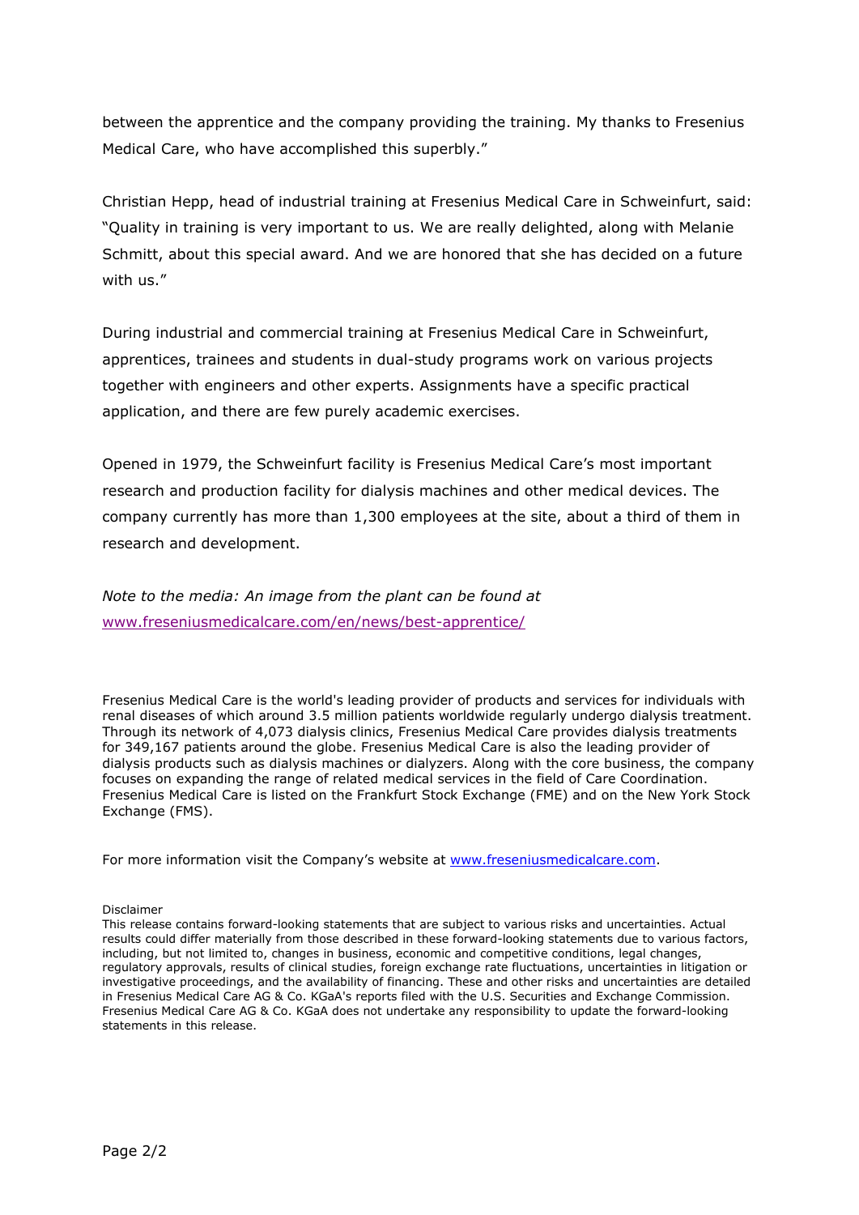between the apprentice and the company providing the training. My thanks to Fresenius Medical Care, who have accomplished this superbly."

Christian Hepp, head of industrial training at Fresenius Medical Care in Schweinfurt, said: "Quality in training is very important to us. We are really delighted, along with Melanie Schmitt, about this special award. And we are honored that she has decided on a future with us."

During industrial and commercial training at Fresenius Medical Care in Schweinfurt, apprentices, trainees and students in dual-study programs work on various projects together with engineers and other experts. Assignments have a specific practical application, and there are few purely academic exercises.

Opened in 1979, the Schweinfurt facility is Fresenius Medical Care's most important research and production facility for dialysis machines and other medical devices. The company currently has more than 1,300 employees at the site, about a third of them in research and development.

*Note to the media: An image from the plant can be found at* [www.freseniusmedicalcare.com/en/news/best-apprentice/](www.freseniusmedicalcare.com/en/news/best-apprentice/)

Fresenius Medical Care is the world's leading provider of products and services for individuals with renal diseases of which around 3.5 million patients worldwide regularly undergo dialysis treatment. Through its network of 4,073 dialysis clinics, Fresenius Medical Care provides dialysis treatments for 349,167 patients around the globe. Fresenius Medical Care is also the leading provider of dialysis products such as dialysis machines or dialyzers. Along with the core business, the company focuses on expanding the range of related medical services in the field of Care Coordination. Fresenius Medical Care is listed on the Frankfurt Stock Exchange (FME) and on the New York Stock Exchange (FMS).

For more information visit the Company's website at [www.freseniusmedicalcare.com](www.freseniusmedicalcare.com).

Disclaimer

This release contains forward-looking statements that are subject to various risks and uncertainties. Actual results could differ materially from those described in these forward-looking statements due to various factors, including, but not limited to, changes in business, economic and competitive conditions, legal changes, regulatory approvals, results of clinical studies, foreign exchange rate fluctuations, uncertainties in litigation or investigative proceedings, and the availability of financing. These and other risks and uncertainties are detailed in Fresenius Medical Care AG & Co. KGaA's reports filed with the U.S. Securities and Exchange Commission. Fresenius Medical Care AG & Co. KGaA does not undertake any responsibility to update the forward-looking statements in this release.